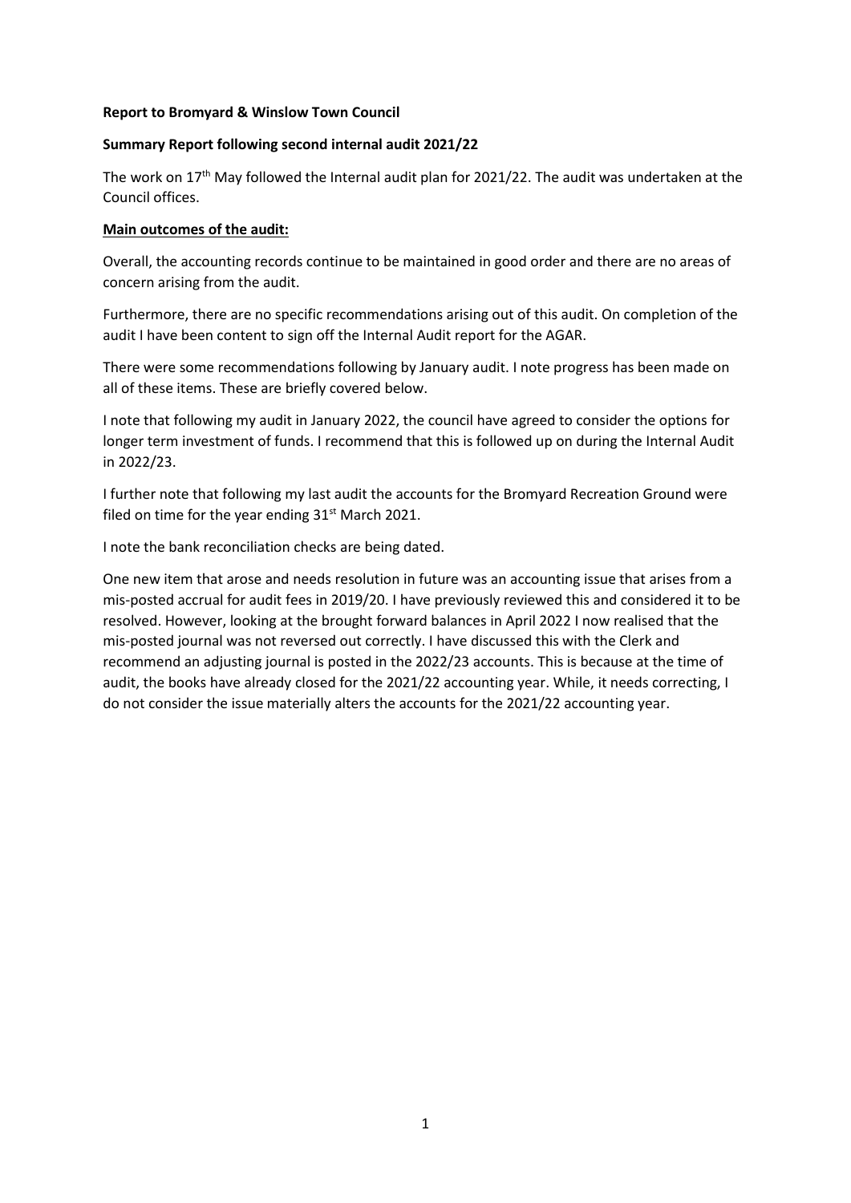**Report to Bromyard & Winslow Town Council**

**Summary Report following second internal audit 2021/22**

The work on 17th May followed the Internal audit plan for 2021/22. The audit was undertaken at the Council offices.

**Main outcomes of the audit:**

Overall, the accounting records continue to be maintained in good order and there are no areas of concern arising from the audit.

Furthermore, there are no specific recommendations arising out of this audit. On completion of the audit I have been content to sign off the Internal Audit report for the AGAR.

There were some recommendations following by January audit. I note progress has been made on all of these items. These are briefly covered below.

I note that following my audit in January 2022, the council have agreed to consider the options for longer term investment of funds. I recommend that this is followed up on during the Internal Audit in 2022/23.

I further note that following my last audit the accounts for the Bromyard Recreation Ground were filed on time for the year ending 31st March 2021.

I note the bank reconciliation checks are being dated.

One new item that arose and needs resolution in future was an accounting issue that arises from a mis-posted accrual for audit fees in 2019/20. I have previously reviewed this and considered it to be resolved. However, looking at the brought forward balances in April 2022 I now realised that the mis-posted journal was not reversed out correctly. I have discussed this with the Clerk and recommend an adjusting journal is posted in the 2022/23 accounts. This is because at the time of audit, the books have already closed for the 2021/22 accounting year. While, it needs correcting, I do not consider the issue materially alters the accounts for the 2021/22 accounting year.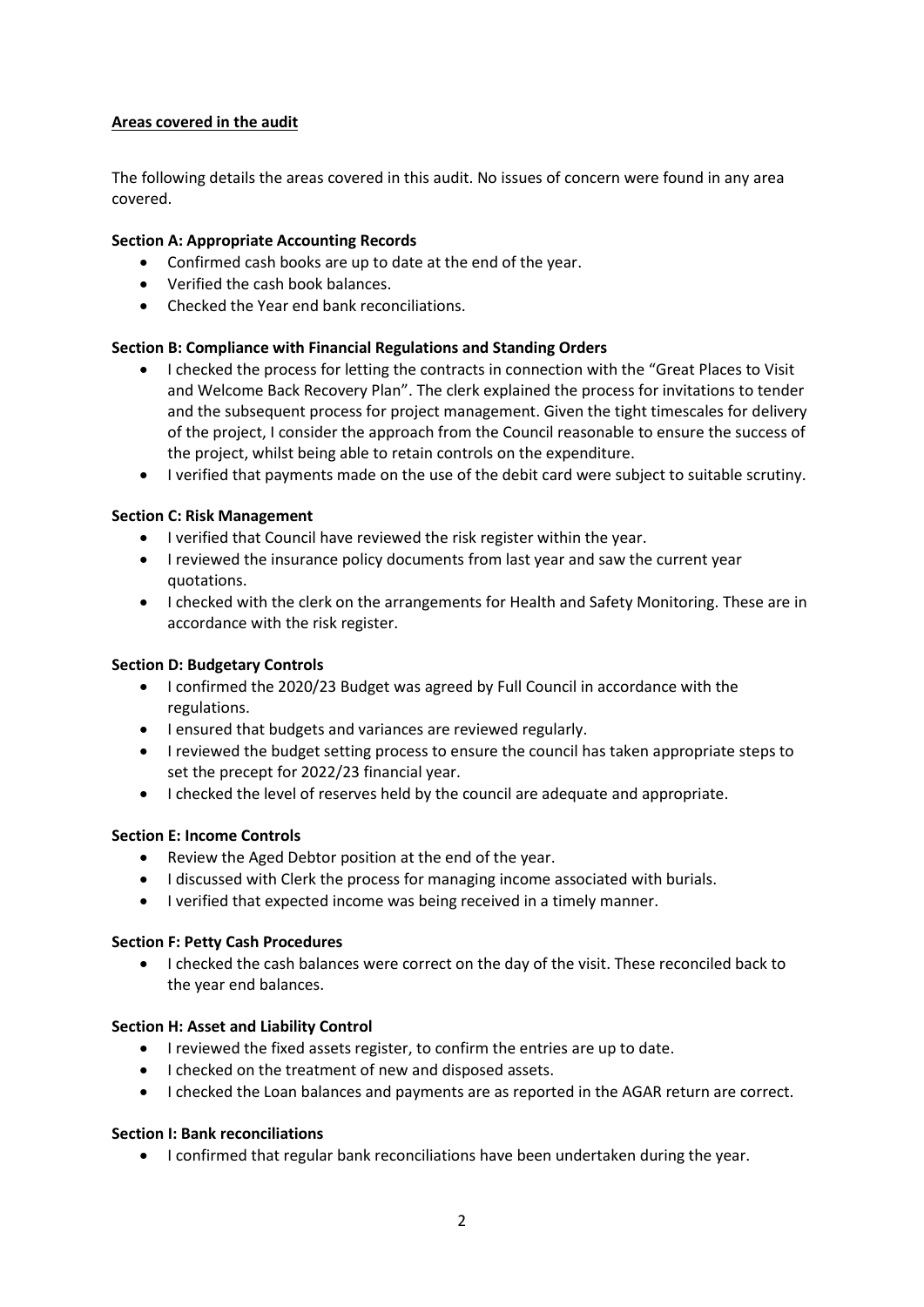## Areas covered in the audit

The following details the areas covered in this audit. No issues of concern were found in any area covered.

### Section A: Appropriate Accounting Records

- Confirmed cash books are up to date at the end of the year.
- Verified the cash book balances.
- Checked the Year end bank reconciliations.

### Section B: Compliance with Financial Regulations and Standing Orders

- I checked the process for letting the contracts in connection with the "Great Places to Visit and Welcome Back Recovery Plan". The clerk explained the process for invitations to tender and the subsequent process for project management. Given the tight timescales for delivery of the project, I consider the approach from the Council reasonable to ensure the success of the project, whilst being able to retain controls on the expenditure.
- I verified that payments made on the use of the debit card were subject to suitable scrutiny.

### Section C: Risk Management

- I verified that Council have reviewed the risk register within the year.
- I reviewed the insurance policy documents from last year and saw the current year quotations.
- I checked with the clerk on the arrangements for Health and Safety Monitoring. These are in accordance with the risk register.

### Section D: Budgetary Controls

- I confirmed the 2020/23 Budget was agreed by Full Council in accordance with the regulations.
- I ensured that budgets and variances are reviewed regularly.
- I reviewed the budget setting process to ensure the council has taken appropriate steps to set the precept for 2022/23 financial year.
- I checked the level of reserves held by the council are adequate and appropriate.

### Section E: Income Controls

- Review the Aged Debtor position at the end of the year.
- I discussed with Clerk the process for managing income associated with burials.
- I verified that expected income was being received in a timely manner.

### Section F: Petty Cash Procedures

- I checked the cash balances were correct on the day of the visit. These reconciled back to the year end balances.

### Section H: Asset and Liability Control

- I reviewed the fixed assets register, to confirm the entries are up to date.
- I checked on the treatment of new and disposed assets.
- I checked the Loan balances and payments are as reported in the AGAR return are correct.

### Section I: Bank reconciliations

- I confirmed that regular bank reconciliations have been undertaken during the year.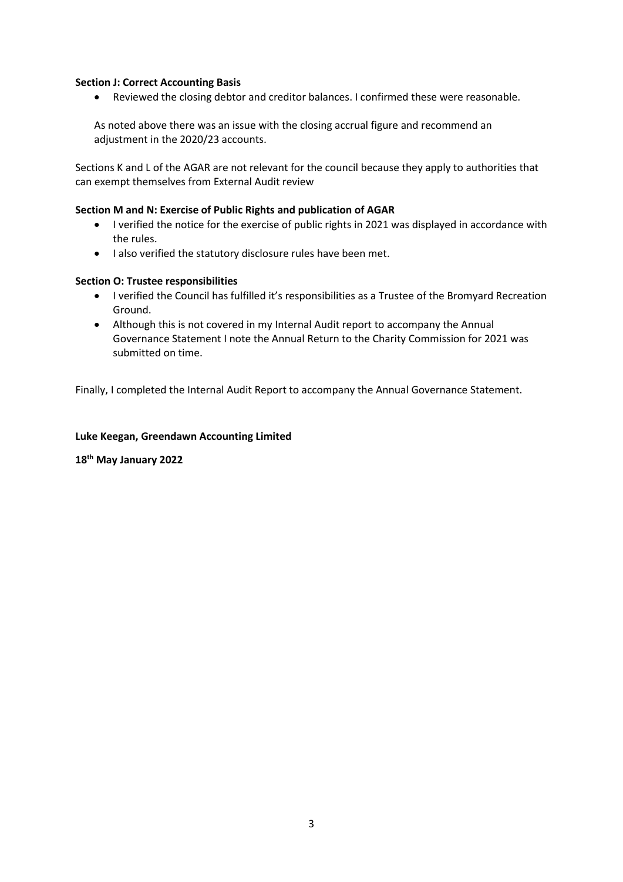**Section J: Correct Accounting Basis**

- Reviewed the closing debtor and creditor balances. I confirmed these were reasonable.

  As noted above there was an issue with the closing accrual figure and recommend an adjustment in the 2020/23 accounts.

Sections K and L of the AGAR are not relevant for the council because they apply to authorities that can exempt themselves from External Audit review

**Section M and N: Exercise of Public Rights and publication of AGAR**

- I verified the notice for the exercise of public rights in 2021 was displayed in accordance with the rules.
- I also verified the statutory disclosure rules have been met.

**Section O: Trustee responsibilities**

- I verified the Council has fulfilled it's responsibilities as a Trustee of the Bromyard Recreation Ground.
- Although this is not covered in my Internal Audit report to accompany the Annual Governance Statement I note the Annual Return to the Charity Commission for 2021 was submitted on time.

Finally, I completed the Internal Audit Report to accompany the Annual Governance Statement.

**Luke Keegan, Greendawn Accounting Limited**

**18th May January 2022**